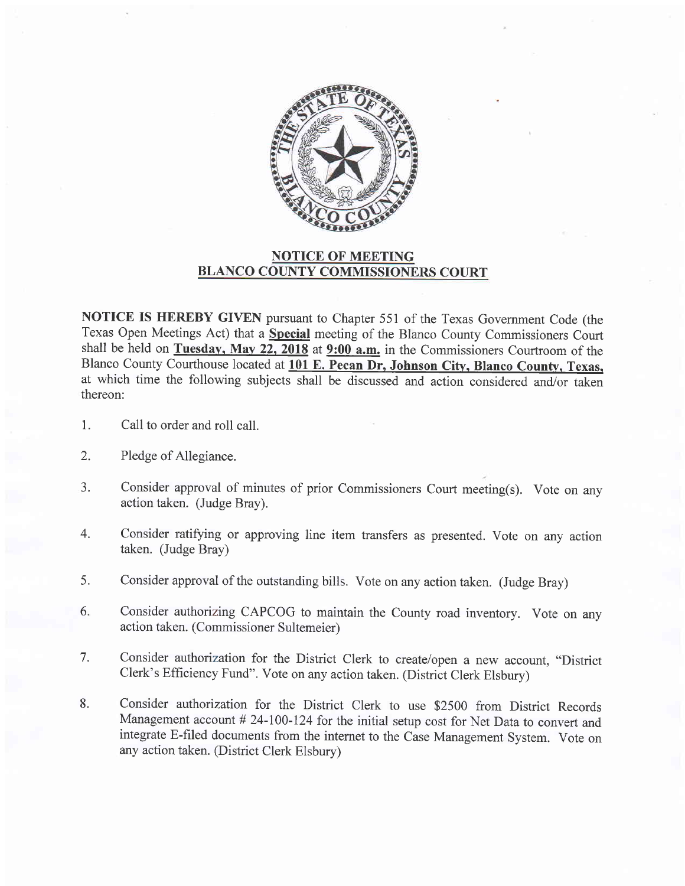## NOTICE OF MEETING
## BLANCO COUNTY COMMISSIONERS COURT

**NOTICE IS HEREBY GIVEN** pursuant to Chapter 551 of the Texas Government Code (the Texas Open Meetings Act) that a **Special** meeting of the Blanco County Commissioners Court shall be held on **Tuesday, May 22, 2018** at **9:00 a.m.** in the Commissioners Courtroom of the Blanco County Courthouse located at **101 E. Pecan Dr, Johnson City, Blanco County, Texas,** at which time the following subjects shall be discussed and action considered and/or taken thereon:

1. Call to order and roll call.

2. Pledge of Allegiance.

3. Consider approval of minutes of prior Commissioners Court meeting(s). Vote on any action taken. (Judge Bray).

4. Consider ratifying or approving line item transfers as presented. Vote on any action taken. (Judge Bray)

5. Consider approval of the outstanding bills. Vote on any action taken. (Judge Bray)

6. Consider authorizing CAPCOG to maintain the County road inventory. Vote on any action taken. (Commissioner Sultemeier)

7. Consider authorization for the District Clerk to create/open a new account, "District Clerk's Efficiency Fund". Vote on any action taken. (District Clerk Elsbury)

8. Consider authorization for the District Clerk to use $2500 from District Records Management account # 24-100-124 for the initial setup cost for Net Data to convert and integrate E-filed documents from the internet to the Case Management System. Vote on any action taken. (District Clerk Elsbury)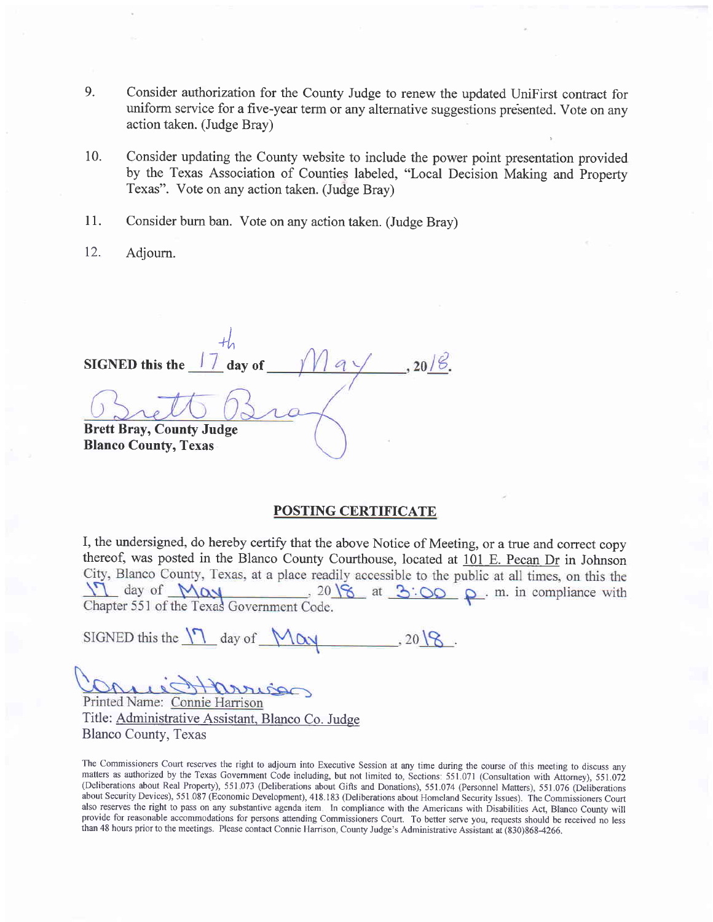9. Consider authorization for the County Judge to renew the updated UniFirst contract for uniform service for a five-year term or any alternative suggestions presented. Vote on any action taken. (Judge Bray)

10. Consider updating the County website to include the power point presentation provided by the Texas Association of Counties labeled, "Local Decision Making and Property Texas". Vote on any action taken. (Judge Bray)

11. Consider burn ban. Vote on any action taken. (Judge Bray)

12. Adjourn.

**SIGNED this the** 17th **day of** May**, 20**18**.**

Brett Bray

**Brett Bray, County Judge**
**Blanco County, Texas**

## POSTING CERTIFICATE

I, the undersigned, do hereby certify that the above Notice of Meeting, or a true and correct copy thereof, was posted in the Blanco County Courthouse, located at 101 E. Pecan Dr in Johnson City, Blanco County, Texas, at a place readily accessible to the public at all times, on this the 17 day of May, 20 18 at 3:00 p. m. in compliance with Chapter 551 of the Texas Government Code.

SIGNED this the 17 day of May, 20 18.

Connie Harrison

Printed Name: Connie Harrison
Title: Administrative Assistant, Blanco Co. Judge
Blanco County, Texas

The Commissioners Court reserves the right to adjourn into Executive Session at any time during the course of this meeting to discuss any matters as authorized by the Texas Government Code including, but not limited to, Sections: 551.071 (Consultation with Attorney), 551.072 (Deliberations about Real Property), 551.073 (Deliberations about Gifts and Donations), 551.074 (Personnel Matters), 551.076 (Deliberations about Security Devices), 551.087 (Economic Development), 418.183 (Deliberations about Homeland Security Issues). The Commissioners Court also reserves the right to pass on any substantive agenda item. In compliance with the Americans with Disabilities Act, Blanco County will provide for reasonable accommodations for persons attending Commissioners Court. To better serve you, requests should be received no less than 48 hours prior to the meetings. Please contact Connie Harrison, County Judge's Administrative Assistant at (830)868-4266.